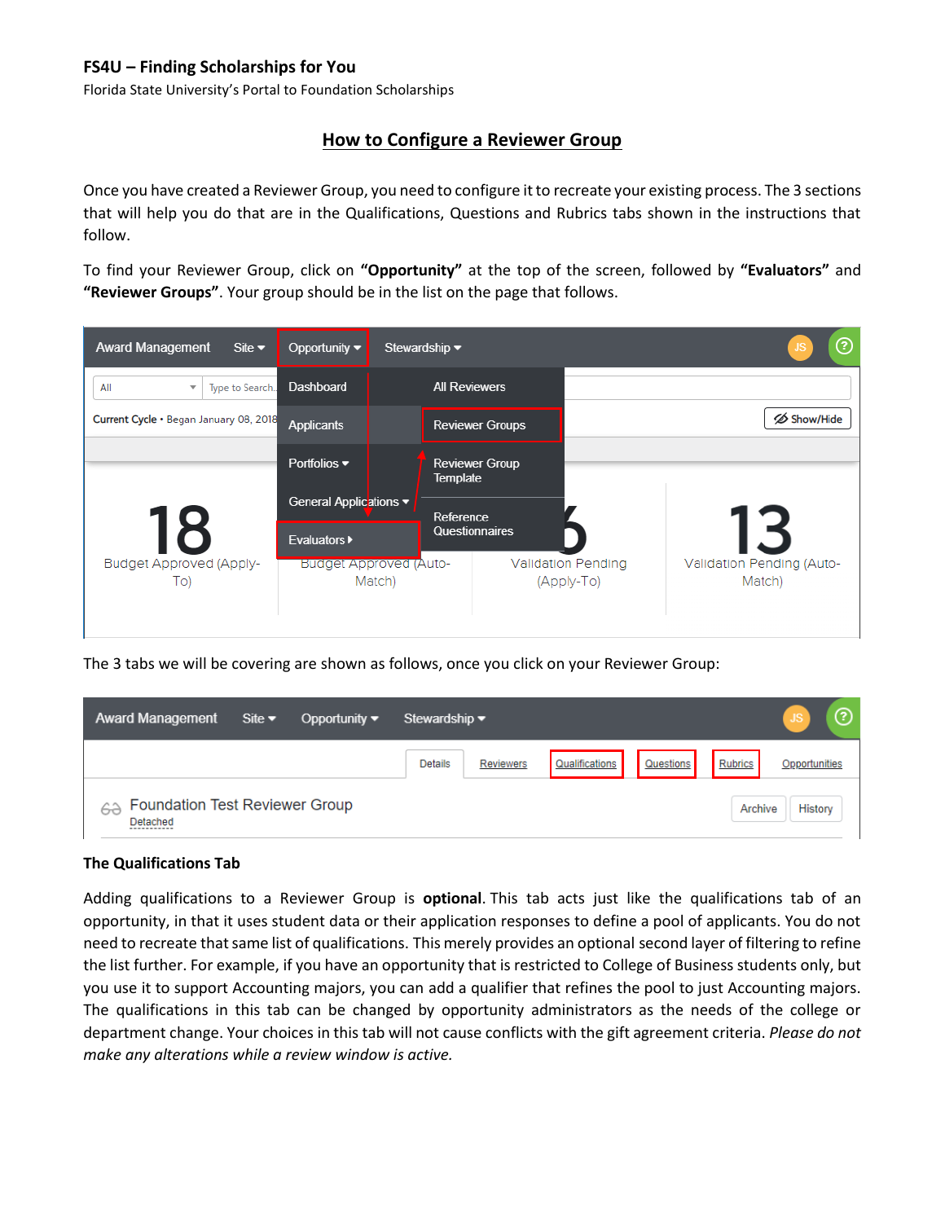**FS4U – Finding Scholarships for You**

Florida State University's Portal to Foundation Scholarships

## How to Configure a Reviewer Group

Once you have created a Reviewer Group, you need to configure it to recreate your existing process. The 3 sections that will help you do that are in the Qualifications, Questions and Rubrics tabs shown in the instructions that follow.

To find your Reviewer Group, click on **"Opportunity"** at the top of the screen, followed by **"Evaluators"** and **"Reviewer Groups"**. Your group should be in the list on the page that follows.

The 3 tabs we will be covering are shown as follows, once you click on your Reviewer Group:

### The Qualifications Tab

Adding qualifications to a Reviewer Group is **optional**. This tab acts just like the qualifications tab of an opportunity, in that it uses student data or their application responses to define a pool of applicants. You do not need to recreate that same list of qualifications. This merely provides an optional second layer of filtering to refine the list further. For example, if you have an opportunity that is restricted to College of Business students only, but you use it to support Accounting majors, you can add a qualifier that refines the pool to just Accounting majors. The qualifications in this tab can be changed by opportunity administrators as the needs of the college or department change. Your choices in this tab will not cause conflicts with the gift agreement criteria. *Please do not make any alterations while a review window is active.*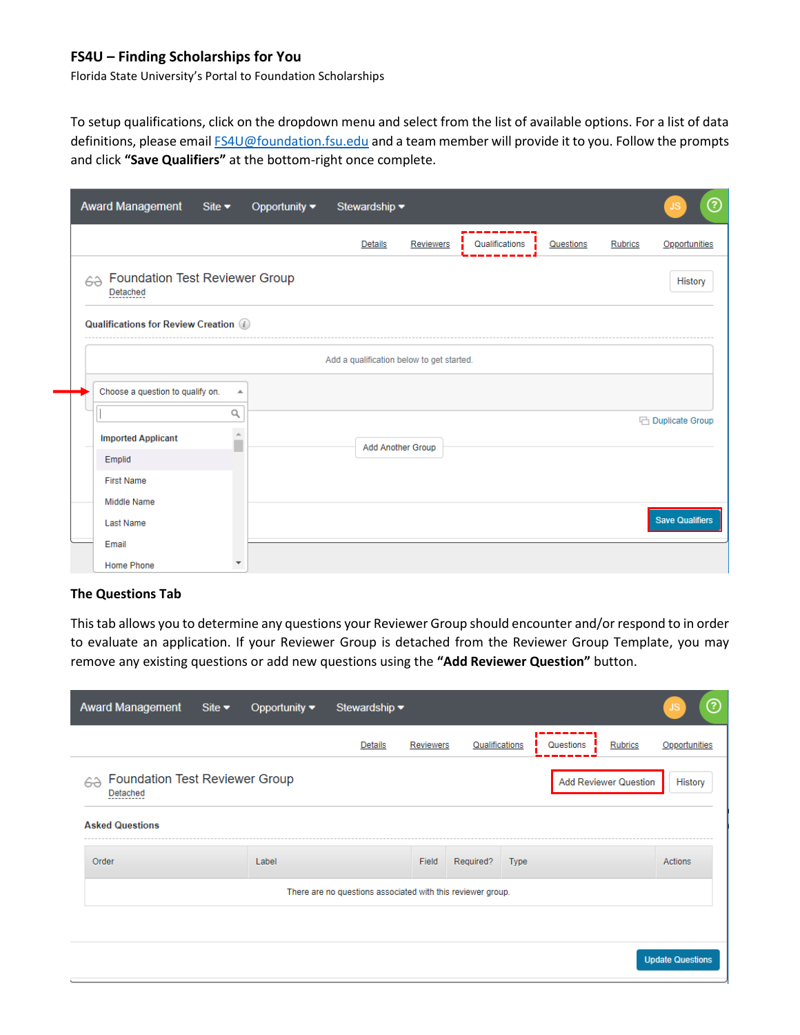**FS4U – Finding Scholarships for You**

Florida State University's Portal to Foundation Scholarships

To setup qualifications, click on the dropdown menu and select from the list of available options. For a list of data definitions, please email FS4U@foundation.fsu.edu and a team member will provide it to you. Follow the prompts and click **"Save Qualifiers"** at the bottom-right once complete.

**The Questions Tab**

This tab allows you to determine any questions your Reviewer Group should encounter and/or respond to in order to evaluate an application. If your Reviewer Group is detached from the Reviewer Group Template, you may remove any existing questions or add new questions using the **"Add Reviewer Question"** button.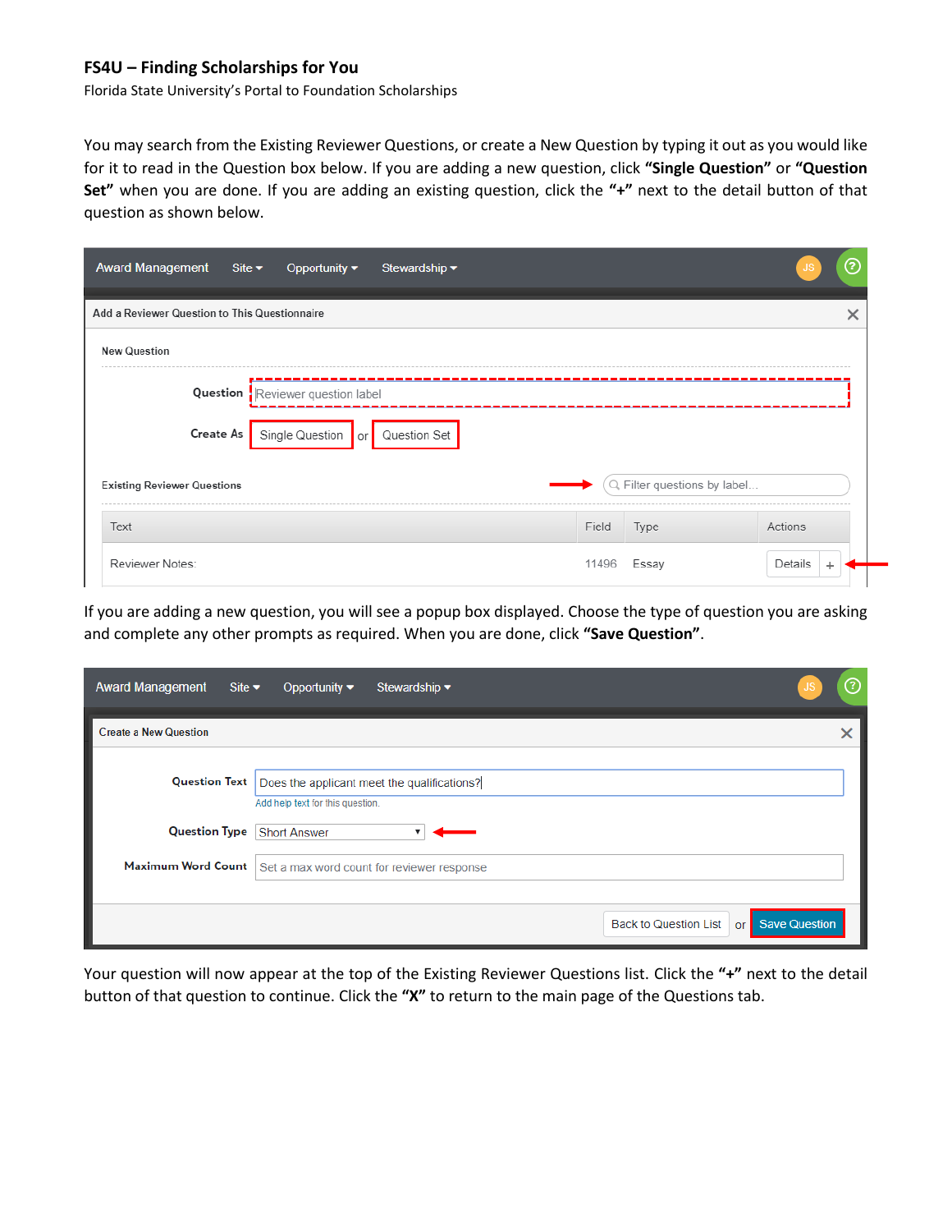**FS4U – Finding Scholarships for You**
Florida State University's Portal to Foundation Scholarships

You may search from the Existing Reviewer Questions, or create a New Question by typing it out as you would like for it to read in the Question box below. If you are adding a new question, click **"Single Question"** or **"Question Set"** when you are done. If you are adding an existing question, click the **"+"** next to the detail button of that question as shown below.

If you are adding a new question, you will see a popup box displayed. Choose the type of question you are asking and complete any other prompts as required. When you are done, click **"Save Question"**.

Your question will now appear at the top of the Existing Reviewer Questions list. Click the **"+"** next to the detail button of that question to continue. Click the **"X"** to return to the main page of the Questions tab.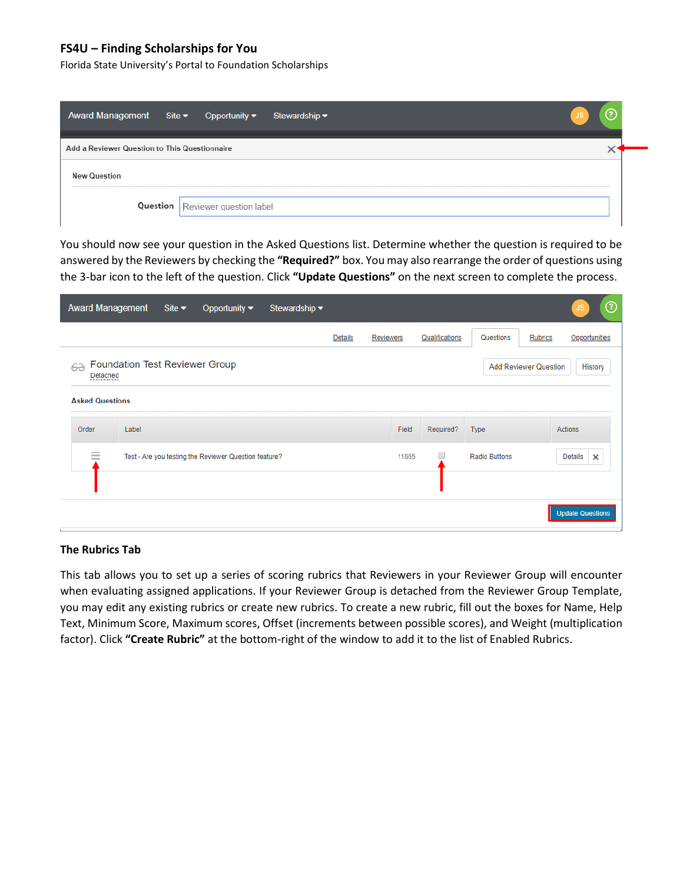**FS4U – Finding Scholarships for You**
Florida State University's Portal to Foundation Scholarships

You should now see your question in the Asked Questions list. Determine whether the question is required to be answered by the Reviewers by checking the **"Required?"** box. You may also rearrange the order of questions using the 3-bar icon to the left of the question. Click **"Update Questions"** on the next screen to complete the process.

### The Rubrics Tab

This tab allows you to set up a series of scoring rubrics that Reviewers in your Reviewer Group will encounter when evaluating assigned applications. If your Reviewer Group is detached from the Reviewer Group Template, you may edit any existing rubrics or create new rubrics. To create a new rubric, fill out the boxes for Name, Help Text, Minimum Score, Maximum scores, Offset (increments between possible scores), and Weight (multiplication factor). Click **"Create Rubric"** at the bottom-right of the window to add it to the list of Enabled Rubrics.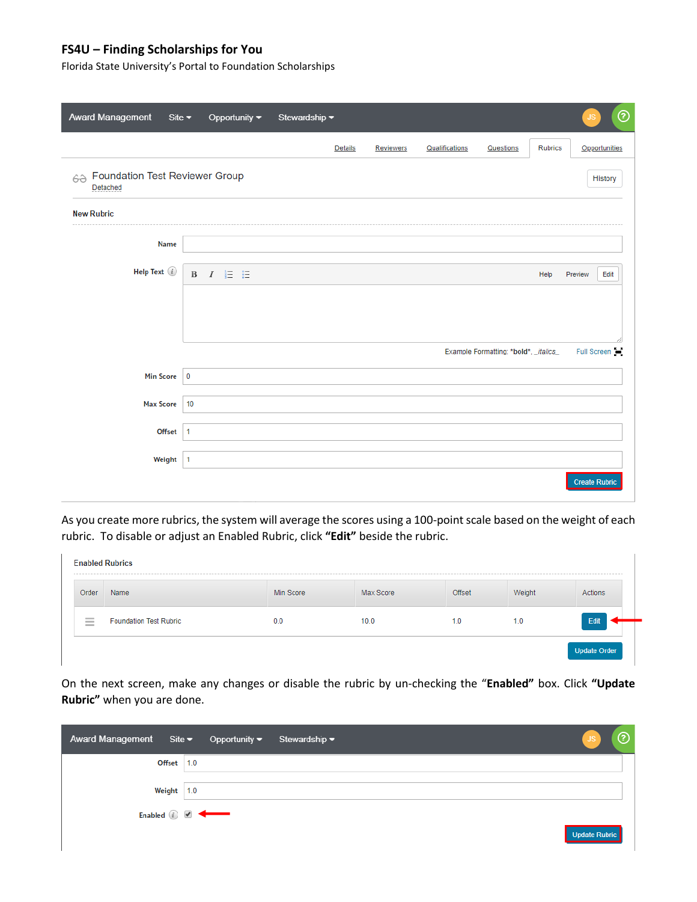**FS4U – Finding Scholarships for You**

Florida State University's Portal to Foundation Scholarships

Award Management Site Opportunity Stewardship

Details Reviewers Qualifications Questions Rubrics Opportunities

Foundation Test Reviewer Group

Detached

History

New Rubric

Name

Help Text

Help Preview Edit

Example Formatting: *bold*, _italics_ Full Screen

Min Score 0

Max Score 10

Offset 1

Weight 1

Create Rubric

As you create more rubrics, the system will average the scores using a 100-point scale based on the weight of each rubric. To disable or adjust an Enabled Rubric, click **"Edit"** beside the rubric.

Enabled Rubrics

| Order | Name | Min Score | Max Score | Offset | Weight | Actions |
|---|---|---|---|---|---|---|
| ☰ | Foundation Test Rubric | 0.0 | 10.0 | 1.0 | 1.0 | Edit |

Update Order

On the next screen, make any changes or disable the rubric by un-checking the "**Enabled"** box. Click **"Update Rubric"** when you are done.

Award Management Site Opportunity Stewardship

Offset 1.0

Weight 1.0

Enabled ☑

Update Rubric